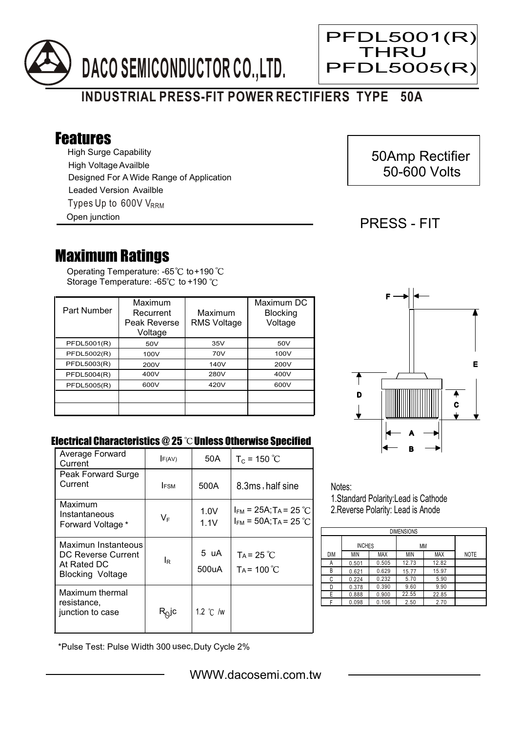# DACO SEMICONDUCTOR CO.,LTD.

PFDL5001(R) THRU PFDL5005(R)

## INDUSTRIAL PRESS-FIT POWER RECTIFIERS TYPE 50A

## Features

- High Surge Capability
- High Voltage Availble
- Designed For A Wide Range of Application
- Leaded Version Availble
- Types Up to 600V $V_{RRM}$
- Open junction

50Amp Rectifier
50-600 Volts

PRESS - FIT

## Maximum Ratings

Operating Temperature: -65℃ to+190 ℃
Storage Temperature: -65℃ to +190 ℃

| Part Number | Maximum Recurrent Peak Reverse Voltage | Maximum RMS Voltage | Maximum DC Blocking Voltage |
|---|---|---|---|
| PFDL5001(R) | 50V | 35V | 50V |
| PFDL5002(R) | 100V | 70V | 100V |
| PFDL5003(R) | 200V | 140V | 200V |
| PFDL5004(R) | 400V | 280V | 400V |
| PFDL5005(R) | 600V | 420V | 600V |
| | | | |
| | | | |

### Electrical Characteristics @ 25 ℃ Unless Otherwise Specified

| | | | |
|---|---|---|---|
| Average Forward Current | $I_{F(AV)}$ | 50A | $T_C$ = 150 ℃ |
| Peak Forward Surge Current | $I_{FSM}$ | 500A | 8.3ms, half sine |
| Maximum Instantaneous Forward Voltage * | $V_F$ | 1.0V<br>1.1V | $I_{FM}$ = 25A; $T_A$ = 25 ℃<br>$I_{FM}$ = 50A; $T_A$ = 25 ℃ |
| Maximun Instanteous DC Reverse Current At Rated DC Blocking Voltage | $I_R$ | 5 uA<br>500uA | $T_A$ = 25 ℃<br>$T_A$ = 100 ℃ |
| Maximum thermal resistance, junction to case | $R_{\theta}jc$ | 1.2 ℃ /w | |

*Pulse Test: Pulse Width 300 usec,Duty Cycle 2%

Notes:
1. Standard Polarity:Lead is Cathode
2. Reverse Polarity: Lead is Anode

| DIMENSIONS | | | | | |
|---|---|---|---|---|---|
| | INCHES | | MM | | |
| DIM | MIN | MAX | MIN | MAX | NOTE |
| A | 0.501 | 0.505 | 12.73 | 12.82 | |
| B | 0.621 | 0.629 | 15.77 | 15.97 | |
| C | 0.224 | 0.232 | 5.70 | 5.90 | |
| D | 0.378 | 0.390 | 9.60 | 9.90 | |
| E | 0.888 | 0.900 | 22.55 | 22.85 | |
| F | 0.098 | 0.106 | 2.50 | 2.70 | |

WWW.dacosemi.com.tw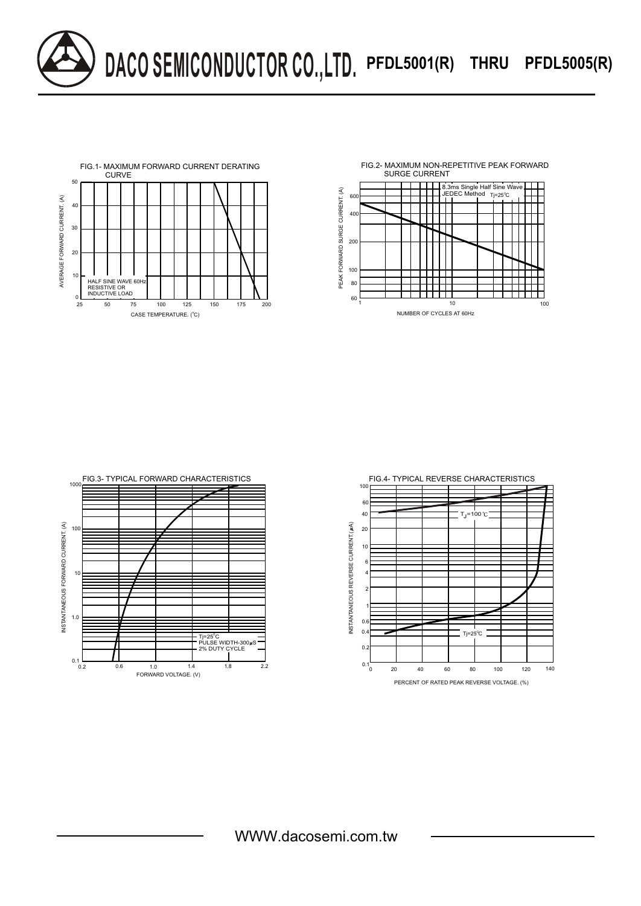# DACO SEMICONDUCTOR CO.,LTD. PFDL5001(R) THRU PFDL5005(R)

FIG.1- MAXIMUM FORWARD CURRENT DERATING CURVE

AVERAGE FORWARD CURRENT. (A)

50
40
30
20
10
0

25 50 75 100 125 150 175 200

CASE TEMPERATURE. (°C)

HALF SINE WAVE 60Hz
RESISTIVE OR
INDUCTIVE LOAD

FIG.2- MAXIMUM NON-REPETITIVE PEAK FORWARD SURGE CURRENT

PEAK FORWARD SURGE CURRENT. (A)

600
400
200
100
80
60

1 10 100

NUMBER OF CYCLES AT 60Hz

8.3ms Single Half Sine Wave
JEDEC Method Tj=25°C

FIG.3- TYPICAL FORWARD CHARACTERISTICS

INSTANTANEOUS FORWARD CURRENT. (A)

1000
100
10
1.0
0.1

0.2 0.6 1.0 1.4 1.8 2.2

FORWARD VOLTAGE. (V)

Tj=25°C
PULSE WIDTH-300μS
2% DUTY CYCLE

FIG.4- TYPICAL REVERSE CHARACTERISTICS

INSTANTANEOUS REVERSE CURRENT.(μA)

100
60
40
20
10
6
4
2
1
0.6
0.4
0.2
0.1

0 20 40 60 80 100 120 140

PERCENT OF RATED PEAK REVERSE VOLTAGE. (%)

$T_J$=100°C

Tj=25°C

WWW.dacosemi.com.tw